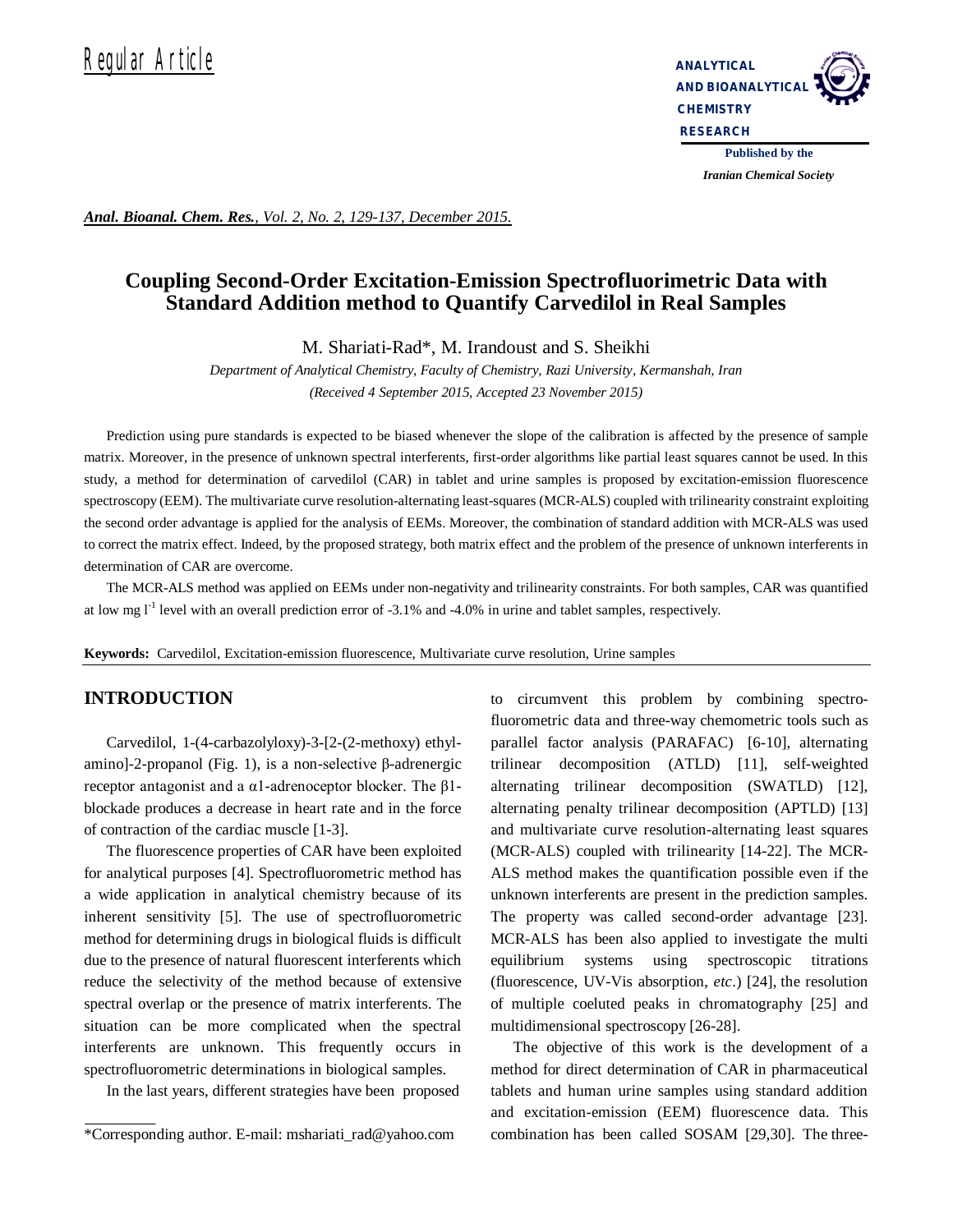Regular Article

ANALYTICAL AND BIOANALYTICAL CHEMISTRY RESEARCH

Published by the Iranian Chemical Society

# Coupling Second-Order Excitation-Emission Spectrofluorimetric Data with Standard Addition method to Quantify Carvedilol in Real Samples

M. Shariati-Rad*, M. Irandoust and S. Sheikhi

*Department of Analytical Chemistry, Faculty of Chemistry, Razi University, Kermanshah, Iran*

*(Received 4 September 2015, Accepted 23 November 2015)*

Prediction using pure standards is expected to be biased whenever the slope of the calibration is affected by the presence of sample matrix. Moreover, in the presence of unknown spectral interferents, first-order algorithms like partial least squares cannot be used. In this study, a method for determination of carvedilol (CAR) in tablet and urine samples is proposed by excitation-emission fluorescence spectroscopy (EEM). The multivariate curve resolution-alternating least-squares (MCR-ALS) coupled with trilinearity constraint exploiting the second order advantage is applied for the analysis of EEMs. Moreover, the combination of standard addition with MCR-ALS was used to correct the matrix effect. Indeed, by the proposed strategy, both matrix effect and the problem of the presence of unknown interferents in determination of CAR are overcome.

The MCR-ALS method was applied on EEMs under non-negativity and trilinearity constraints. For both samples, CAR was quantified at low mg $l^{-1}$ level with an overall prediction error of -3.1% and -4.0% in urine and tablet samples, respectively.

**Keywords:** Carvedilol, Excitation-emission fluorescence, Multivariate curve resolution, Urine samples

## INTRODUCTION

Carvedilol, 1-(4-carbazolyloxy)-3-[2-(2-methoxy) ethylamino]-2-propanol (Fig. 1), is a non-selective β-adrenergic receptor antagonist and a α1-adrenoceptor blocker. The β1-blockade produces a decrease in heart rate and in the force of contraction of the cardiac muscle [1-3].

The fluorescence properties of CAR have been exploited for analytical purposes [4]. Spectrofluorometric method has a wide application in analytical chemistry because of its inherent sensitivity [5]. The use of spectrofluorometric method for determining drugs in biological fluids is difficult due to the presence of natural fluorescent interferents which reduce the selectivity of the method because of extensive spectral overlap or the presence of matrix interferents. The situation can be more complicated when the spectral interferents are unknown. This frequently occurs in spectrofluorometric determinations in biological samples.

In the last years, different strategies have been proposed to circumvent this problem by combining spectrofluorometric data and three-way chemometric tools such as parallel factor analysis (PARAFAC) [6-10], alternating trilinear decomposition (ATLD) [11], self-weighted alternating trilinear decomposition (SWATLD) [12], alternating penalty trilinear decomposition (APTLD) [13] and multivariate curve resolution-alternating least squares (MCR-ALS) coupled with trilinearity [14-22]. The MCR-ALS method makes the quantification possible even if the unknown interferents are present in the prediction samples. The property was called second-order advantage [23]. MCR-ALS has been also applied to investigate the multi equilibrium systems using spectroscopic titrations (fluorescence, UV-Vis absorption, *etc*.) [24], the resolution of multiple coeluted peaks in chromatography [25] and multidimensional spectroscopy [26-28].

The objective of this work is the development of a method for direct determination of CAR in pharmaceutical tablets and human urine samples using standard addition and excitation-emission (EEM) fluorescence data. This combination has been called SOSAM [29,30]. The three-

*Corresponding author. E-mail: mshariati_rad@yahoo.com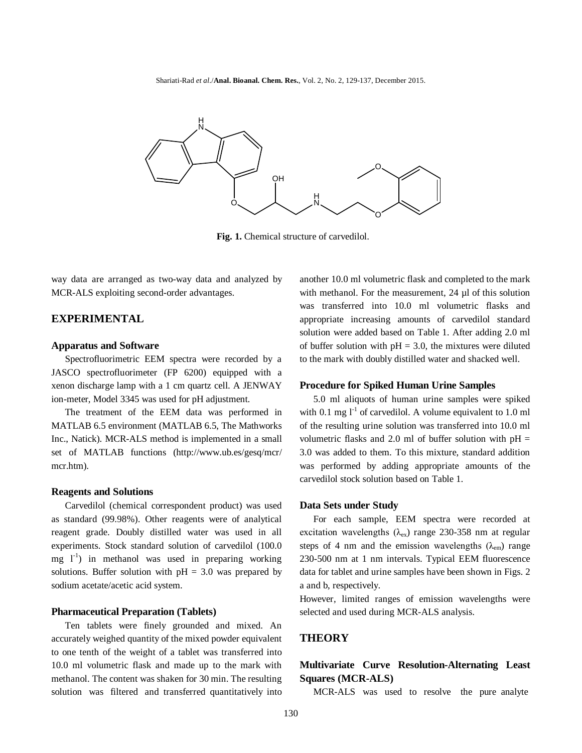Fig. 1. Chemical structure of carvedilol.

way data are arranged as two-way data and analyzed by MCR-ALS exploiting second-order advantages.

## EXPERIMENTAL

### Apparatus and Software

Spectrofluorimetric EEM spectra were recorded by a JASCO spectrofluorimeter (FP 6200) equipped with a xenon discharge lamp with a 1 cm quartz cell. A JENWAY ion-meter, Model 3345 was used for pH adjustment.

The treatment of the EEM data was performed in MATLAB 6.5 environment (MATLAB 6.5, The Mathworks Inc., Natick). MCR-ALS method is implemented in a small set of MATLAB functions (http://www.ub.es/gesq/mcr/mcr.htm).

### Reagents and Solutions

Carvedilol (chemical correspondent product) was used as standard (99.98%). Other reagents were of analytical reagent grade. Doubly distilled water was used in all experiments. Stock standard solution of carvedilol (100.0 mg $l^{-1}$) in methanol was used in preparing working solutions. Buffer solution with pH = 3.0 was prepared by sodium acetate/acetic acid system.

### Pharmaceutical Preparation (Tablets)

Ten tablets were finely grounded and mixed. An accurately weighed quantity of the mixed powder equivalent to one tenth of the weight of a tablet was transferred into 10.0 ml volumetric flask and made up to the mark with methanol. The content was shaken for 30 min. The resulting solution was filtered and transferred quantitatively into another 10.0 ml volumetric flask and completed to the mark with methanol. For the measurement, 24 µl of this solution was transferred into 10.0 ml volumetric flasks and appropriate increasing amounts of carvedilol standard solution were added based on Table 1. After adding 2.0 ml of buffer solution with pH = 3.0, the mixtures were diluted to the mark with doubly distilled water and shacked well.

### Procedure for Spiked Human Urine Samples

5.0 ml aliquots of human urine samples were spiked with 0.1 mg $l^{-1}$ of carvedilol. A volume equivalent to 1.0 ml of the resulting urine solution was transferred into 10.0 ml volumetric flasks and 2.0 ml of buffer solution with pH = 3.0 was added to them. To this mixture, standard addition was performed by adding appropriate amounts of the carvedilol stock solution based on Table 1.

### Data Sets under Study

For each sample, EEM spectra were recorded at excitation wavelengths ($\lambda_{ex}$) range 230-358 nm at regular steps of 4 nm and the emission wavelengths ($\lambda_{em}$) range 230-500 nm at 1 nm intervals. Typical EEM fluorescence data for tablet and urine samples have been shown in Figs. 2 a and b, respectively.

However, limited ranges of emission wavelengths were selected and used during MCR-ALS analysis.

## THEORY

### Multivariate Curve Resolution-Alternating Least Squares (MCR-ALS)

MCR-ALS was used to resolve the pure analyte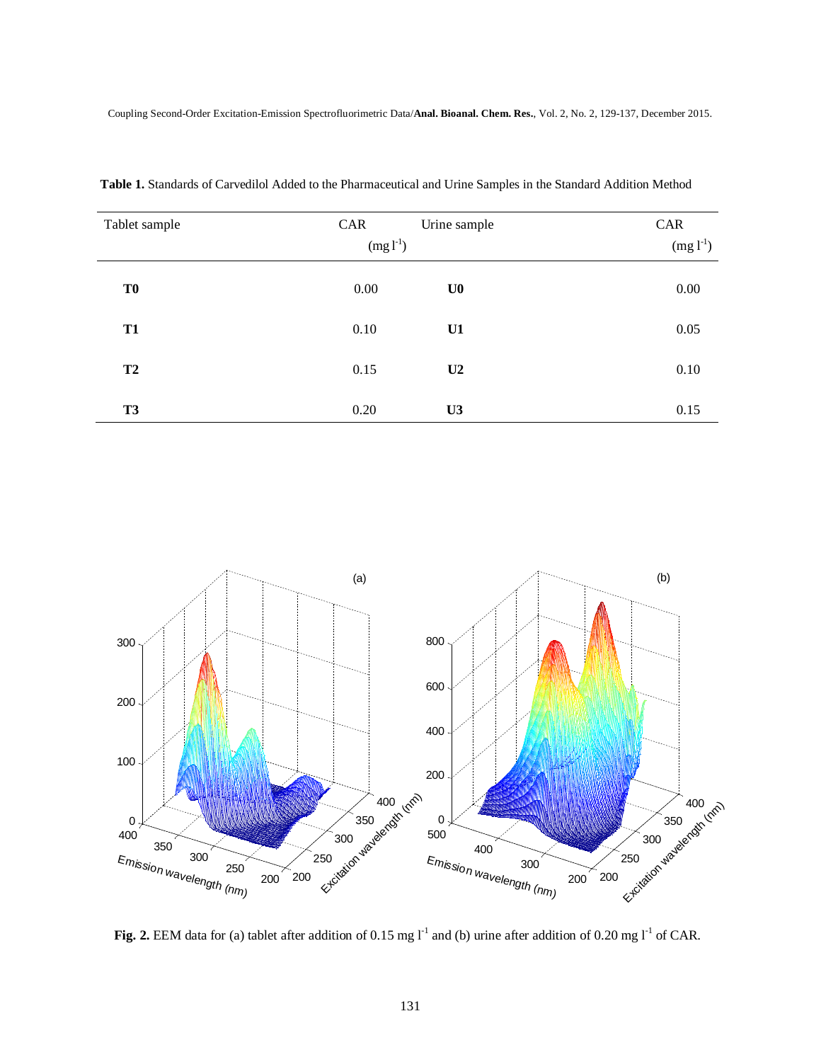**Table 1.** Standards of Carvedilol Added to the Pharmaceutical and Urine Samples in the Standard Addition Method

| Tablet sample | CAR (mg $l^{-1}$) | Urine sample | CAR (mg $l^{-1}$) |
|---|---|---|---|
| **T0** | 0.00 | **U0** | 0.00 |
| **T1** | 0.10 | **U1** | 0.05 |
| **T2** | 0.15 | **U2** | 0.10 |
| **T3** | 0.20 | **U3** | 0.15 |

**Fig. 2.** EEM data for (a) tablet after addition of 0.15 mg $l^{-1}$ and (b) urine after addition of 0.20 mg $l^{-1}$ of CAR.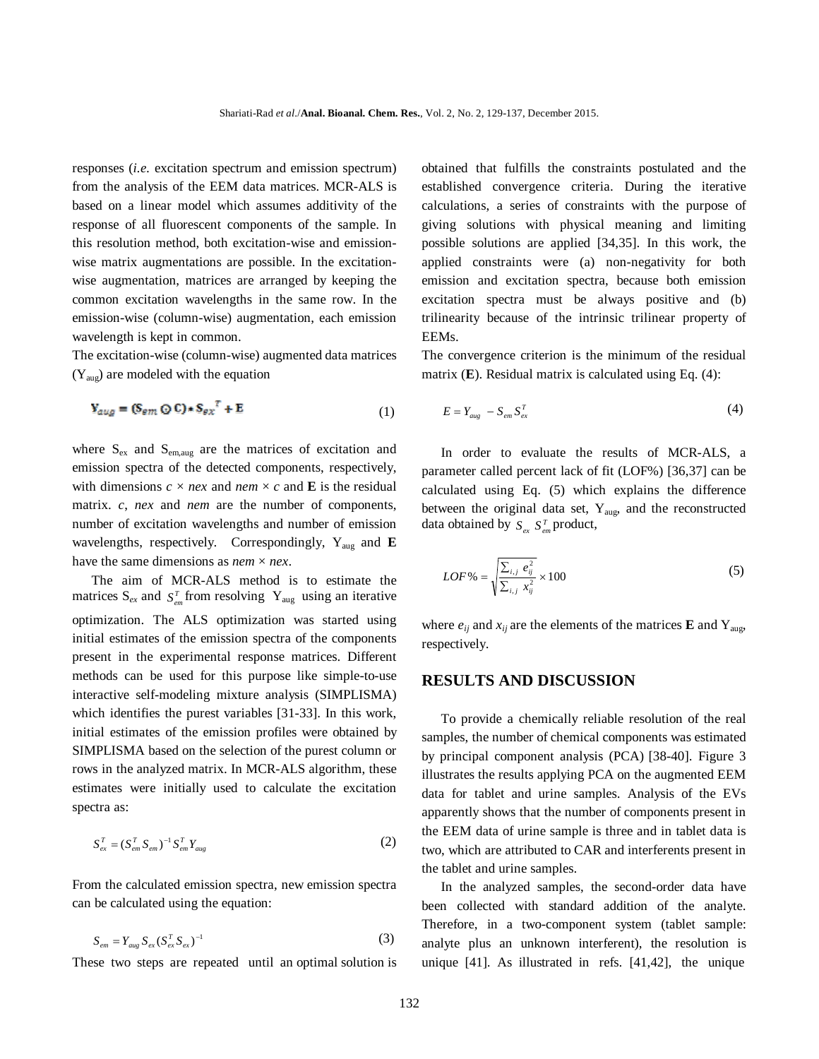responses (*i.e.* excitation spectrum and emission spectrum) from the analysis of the EEM data matrices. MCR-ALS is based on a linear model which assumes additivity of the response of all fluorescent components of the sample. In this resolution method, both excitation-wise and emission-wise matrix augmentations are possible. In the excitation-wise augmentation, matrices are arranged by keeping the common excitation wavelengths in the same row. In the emission-wise (column-wise) augmentation, each emission wavelength is kept in common.

The excitation-wise (column-wise) augmented data matrices ($Y_{aug}$) are modeled with the equation

$$Y_{aug} = (S_{em} \odot C) * S_{ex}{}^{T} + E \tag{1}$$

where $S_{ex}$ and $S_{em,aug}$ are the matrices of excitation and emission spectra of the detected components, respectively, with dimensions $c \times nex$ and $nem \times c$ and **E** is the residual matrix. *c*, *nex* and *nem* are the number of components, number of excitation wavelengths and number of emission wavelengths, respectively. Correspondingly, $Y_{aug}$ and **E** have the same dimensions as $nem \times nex$.

The aim of MCR-ALS method is to estimate the matrices $S_{ex}$ and $S_{em}^{T}$ from resolving $Y_{aug}$ using an iterative optimization. The ALS optimization was started using initial estimates of the emission spectra of the components present in the experimental response matrices. Different methods can be used for this purpose like simple-to-use interactive self-modeling mixture analysis (SIMPLISMA) which identifies the purest variables [31-33]. In this work, initial estimates of the emission profiles were obtained by SIMPLISMA based on the selection of the purest column or rows in the analyzed matrix. In MCR-ALS algorithm, these estimates were initially used to calculate the excitation spectra as:

$$S_{ex}^{T} = (S_{em}^{T} S_{em})^{-1} S_{em}^{T} Y_{aug} \tag{2}$$

From the calculated emission spectra, new emission spectra can be calculated using the equation:

$$S_{em} = Y_{aug} S_{ex} (S_{ex}^{T} S_{ex})^{-1} \tag{3}$$

These two steps are repeated until an optimal solution is obtained that fulfills the constraints postulated and the established convergence criteria. During the iterative calculations, a series of constraints with the purpose of giving solutions with physical meaning and limiting possible solutions are applied [34,35]. In this work, the applied constraints were (a) non-negativity for both emission and excitation spectra, because both emission excitation spectra must be always positive and (b) trilinearity because of the intrinsic trilinear property of EEMs.

The convergence criterion is the minimum of the residual matrix (**E**). Residual matrix is calculated using Eq. (4):

$$E = Y_{aug} - S_{em} S_{ex}^{T} \tag{4}$$

In order to evaluate the results of MCR-ALS, a parameter called percent lack of fit (LOF%) [36,37] can be calculated using Eq. (5) which explains the difference between the original data set, $Y_{aug}$, and the reconstructed data obtained by $S_{ex}\ S_{em}^{T}$ product,

$$LOF\% = \sqrt{\frac{\sum_{i,j} e_{ij}^{2}}{\sum_{i,j} x_{ij}^{2}}} \times 100 \tag{5}$$

where $e_{ij}$ and $x_{ij}$ are the elements of the matrices **E** and $Y_{aug}$, respectively.

## RESULTS AND DISCUSSION

To provide a chemically reliable resolution of the real samples, the number of chemical components was estimated by principal component analysis (PCA) [38-40]. Figure 3 illustrates the results applying PCA on the augmented EEM data for tablet and urine samples. Analysis of the EVs apparently shows that the number of components present in the EEM data of urine sample is three and in tablet data is two, which are attributed to CAR and interferents present in the tablet and urine samples.

In the analyzed samples, the second-order data have been collected with standard addition of the analyte. Therefore, in a two-component system (tablet sample: analyte plus an unknown interferent), the resolution is unique [41]. As illustrated in refs. [41,42], the unique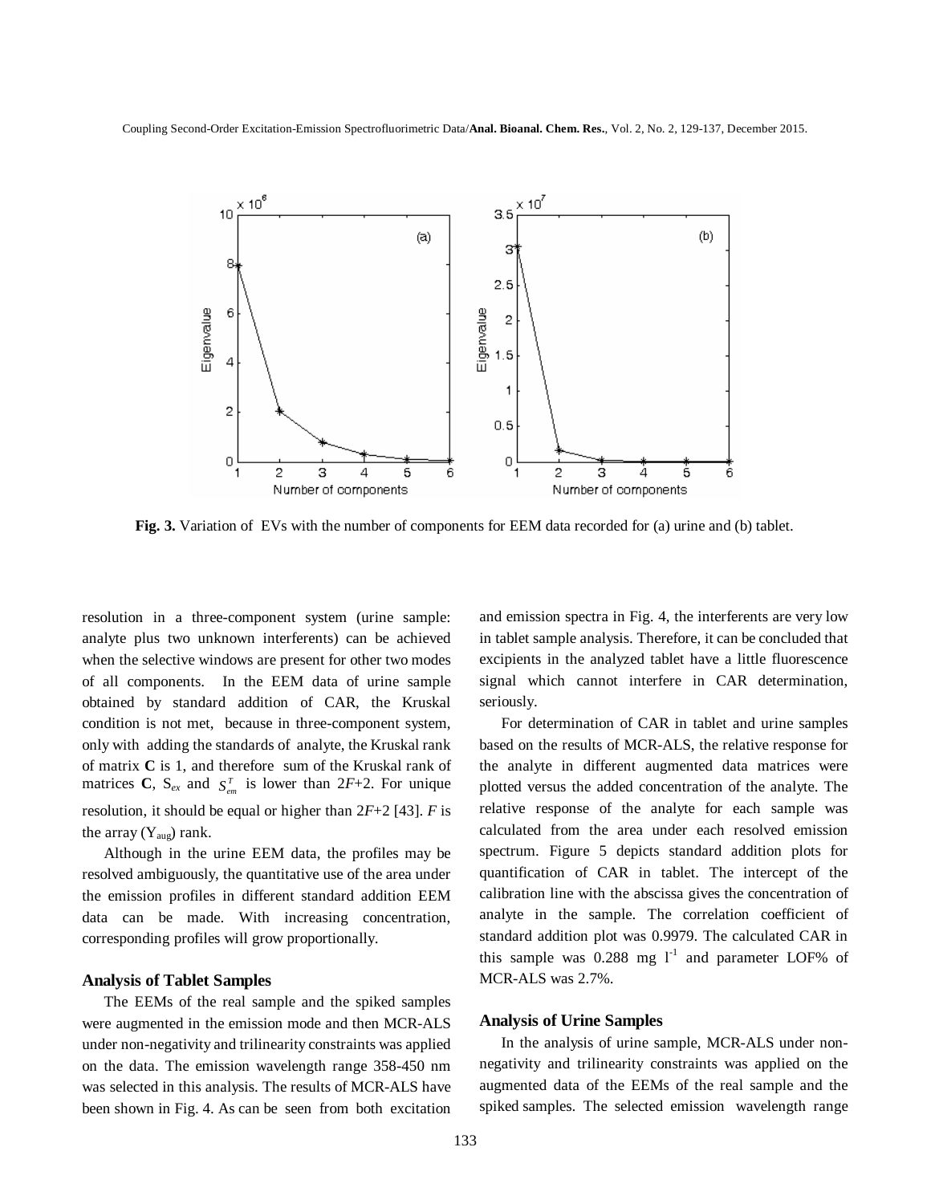Fig. 3. Variation of EVs with the number of components for EEM data recorded for (a) urine and (b) tablet.

resolution in a three-component system (urine sample: analyte plus two unknown interferents) can be achieved when the selective windows are present for other two modes of all components. In the EEM data of urine sample obtained by standard addition of CAR, the Kruskal condition is not met, because in three-component system, only with adding the standards of analyte, the Kruskal rank of matrix **C** is 1, and therefore sum of the Kruskal rank of matrices **C**, $S_{ex}$ and $S_{em}^{T}$ is lower than $2F+2$. For unique resolution, it should be equal or higher than $2F+2$ [43]. $F$ is the array ($Y_{aug}$) rank.

Although in the urine EEM data, the profiles may be resolved ambiguously, the quantitative use of the area under the emission profiles in different standard addition EEM data can be made. With increasing concentration, corresponding profiles will grow proportionally.

### Analysis of Tablet Samples

The EEMs of the real sample and the spiked samples were augmented in the emission mode and then MCR-ALS under non-negativity and trilinearity constraints was applied on the data. The emission wavelength range 358-450 nm was selected in this analysis. The results of MCR-ALS have been shown in Fig. 4. As can be seen from both excitation and emission spectra in Fig. 4, the interferents are very low in tablet sample analysis. Therefore, it can be concluded that excipients in the analyzed tablet have a little fluorescence signal which cannot interfere in CAR determination, seriously.

For determination of CAR in tablet and urine samples based on the results of MCR-ALS, the relative response for the analyte in different augmented data matrices were plotted versus the added concentration of the analyte. The relative response of the analyte for each sample was calculated from the area under each resolved emission spectrum. Figure 5 depicts standard addition plots for quantification of CAR in tablet. The intercept of the calibration line with the abscissa gives the concentration of analyte in the sample. The correlation coefficient of standard addition plot was 0.9979. The calculated CAR in this sample was 0.288 mg $l^{-1}$ and parameter LOF% of MCR-ALS was 2.7%.

### Analysis of Urine Samples

In the analysis of urine sample, MCR-ALS under non-negativity and trilinearity constraints was applied on the augmented data of the EEMs of the real sample and the spiked samples. The selected emission wavelength range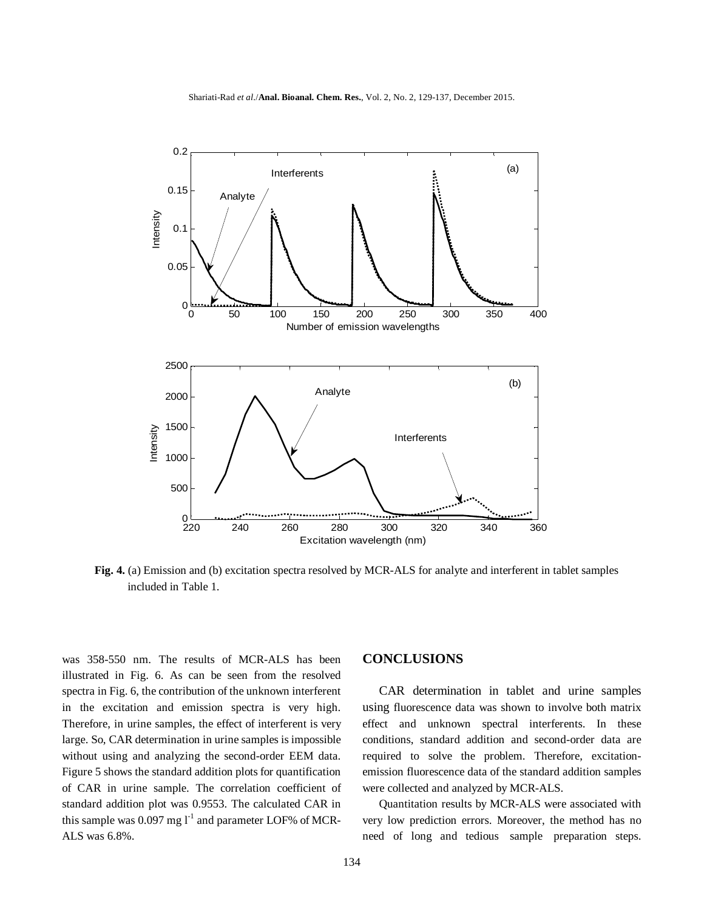**Fig. 4.** (a) Emission and (b) excitation spectra resolved by MCR-ALS for analyte and interferent in tablet samples included in Table 1.

was 358-550 nm. The results of MCR-ALS has been illustrated in Fig. 6. As can be seen from the resolved spectra in Fig. 6, the contribution of the unknown interferent in the excitation and emission spectra is very high. Therefore, in urine samples, the effect of interferent is very large. So, CAR determination in urine samples is impossible without using and analyzing the second-order EEM data. Figure 5 shows the standard addition plots for quantification of CAR in urine sample. The correlation coefficient of standard addition plot was 0.9553. The calculated CAR in this sample was 0.097 mg $l^{-1}$ and parameter LOF% of MCR-ALS was 6.8%.

## CONCLUSIONS

CAR determination in tablet and urine samples using fluorescence data was shown to involve both matrix effect and unknown spectral interferents. In these conditions, standard addition and second-order data are required to solve the problem. Therefore, excitation-emission fluorescence data of the standard addition samples were collected and analyzed by MCR-ALS.

Quantitation results by MCR-ALS were associated with very low prediction errors. Moreover, the method has no need of long and tedious sample preparation steps.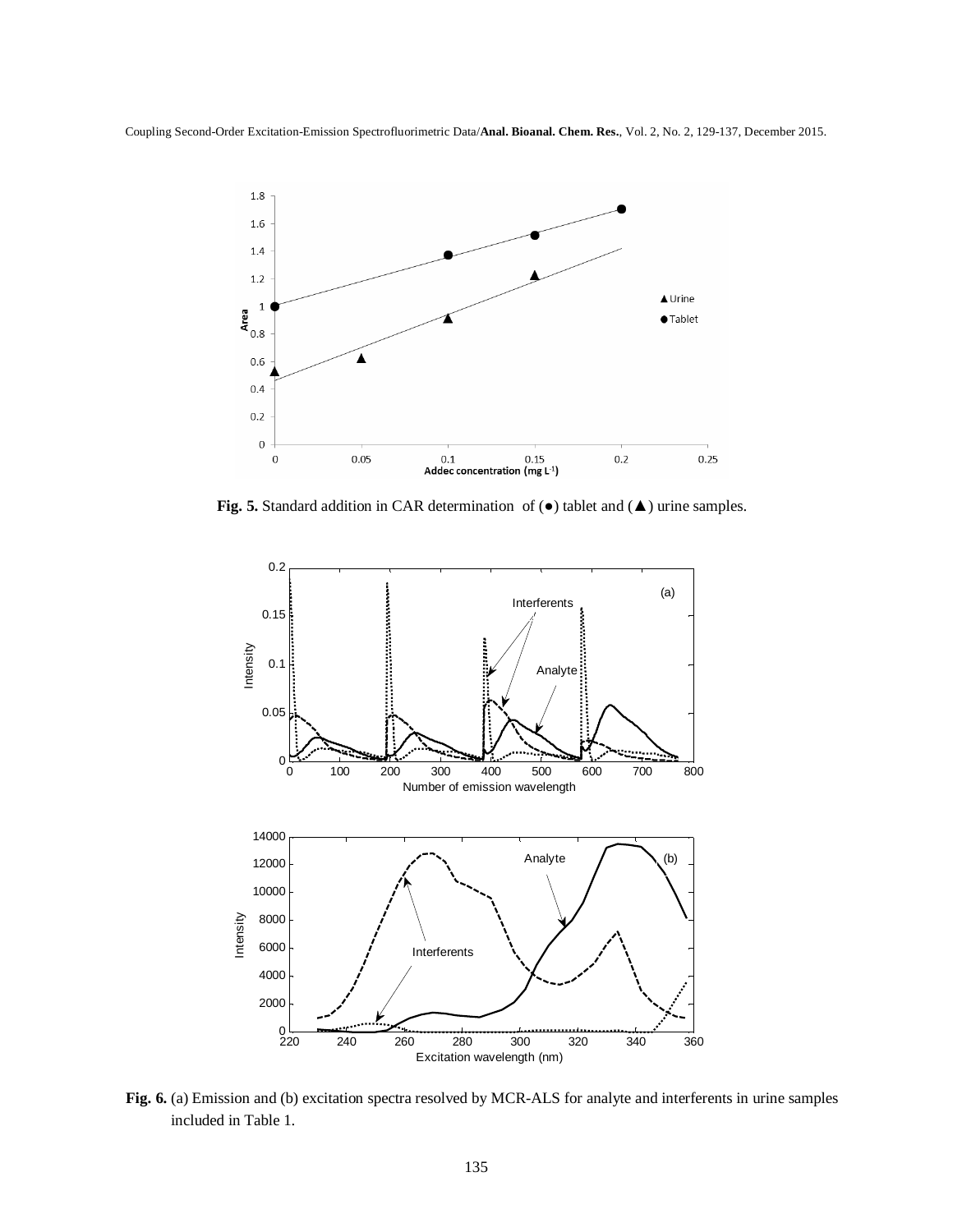**Fig. 5.** Standard addition in CAR determination of (●) tablet and (▲) urine samples.

**Fig. 6.** (a) Emission and (b) excitation spectra resolved by MCR-ALS for analyte and interferents in urine samples included in Table 1.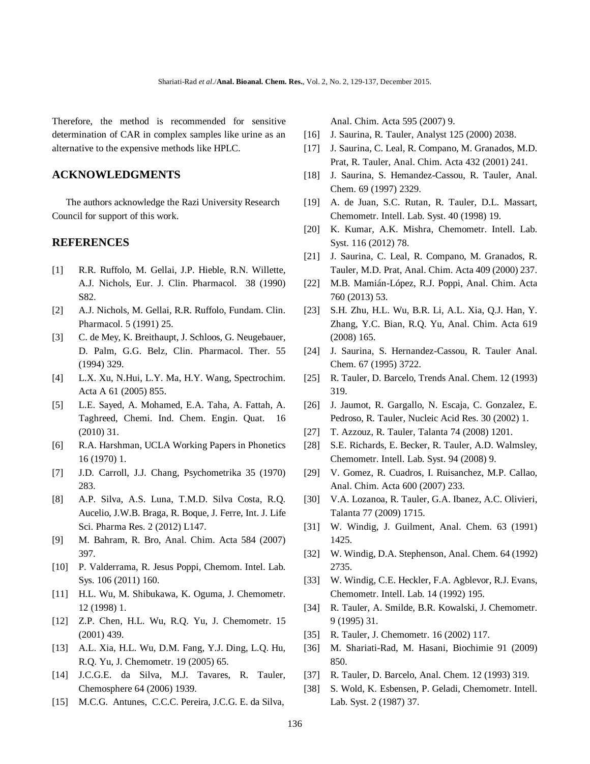Therefore, the method is recommended for sensitive determination of CAR in complex samples like urine as an alternative to the expensive methods like HPLC.

## ACKNOWLEDGMENTS

The authors acknowledge the Razi University Research Council for support of this work.

## REFERENCES

[1] R.R. Ruffolo, M. Gellai, J.P. Hieble, R.N. Willette, A.J. Nichols, Eur. J. Clin. Pharmacol. 38 (1990) S82.

[2] A.J. Nichols, M. Gellai, R.R. Ruffolo, Fundam. Clin. Pharmacol. 5 (1991) 25.

[3] C. de Mey, K. Breithaupt, J. Schloos, G. Neugebauer, D. Palm, G.G. Belz, Clin. Pharmacol. Ther. 55 (1994) 329.

[4] L.X. Xu, N.Hui, L.Y. Ma, H.Y. Wang, Spectrochim. Acta A 61 (2005) 855.

[5] L.E. Sayed, A. Mohamed, E.A. Taha, A. Fattah, A. Taghreed, Chemi. Ind. Chem. Engin. Quat. 16 (2010) 31.

[6] R.A. Harshman, UCLA Working Papers in Phonetics 16 (1970) 1.

[7] J.D. Carroll, J.J. Chang, Psychometrika 35 (1970) 283.

[8] A.P. Silva, A.S. Luna, T.M.D. Silva Costa, R.Q. Aucelio, J.W.B. Braga, R. Boque, J. Ferre, Int. J. Life Sci. Pharma Res. 2 (2012) L147.

[9] M. Bahram, R. Bro, Anal. Chim. Acta 584 (2007) 397.

[10] P. Valderrama, R. Jesus Poppi, Chemom. Intel. Lab. Sys. 106 (2011) 160.

[11] H.L. Wu, M. Shibukawa, K. Oguma, J. Chemometr. 12 (1998) 1.

[12] Z.P. Chen, H.L. Wu, R.Q. Yu, J. Chemometr. 15 (2001) 439.

[13] A.L. Xia, H.L. Wu, D.M. Fang, Y.J. Ding, L.Q. Hu, R.Q. Yu, J. Chemometr. 19 (2005) 65.

[14] J.C.G.E. da Silva, M.J. Tavares, R. Tauler, Chemosphere 64 (2006) 1939.

[15] M.C.G. Antunes, C.C.C. Pereira, J.C.G. E. da Silva, Anal. Chim. Acta 595 (2007) 9.

[16] J. Saurina, R. Tauler, Analyst 125 (2000) 2038.

[17] J. Saurina, C. Leal, R. Compano, M. Granados, M.D. Prat, R. Tauler, Anal. Chim. Acta 432 (2001) 241.

[18] J. Saurina, S. Hemandez-Cassou, R. Tauler, Anal. Chem. 69 (1997) 2329.

[19] A. de Juan, S.C. Rutan, R. Tauler, D.L. Massart, Chemometr. Intell. Lab. Syst. 40 (1998) 19.

[20] K. Kumar, A.K. Mishra, Chemometr. Intell. Lab. Syst. 116 (2012) 78.

[21] J. Saurina, C. Leal, R. Compano, M. Granados, R. Tauler, M.D. Prat, Anal. Chim. Acta 409 (2000) 237.

[22] M.B. Mamián-López, R.J. Poppi, Anal. Chim. Acta 760 (2013) 53.

[23] S.H. Zhu, H.L. Wu, B.R. Li, A.L. Xia, Q.J. Han, Y. Zhang, Y.C. Bian, R.Q. Yu, Anal. Chim. Acta 619 (2008) 165.

[24] J. Saurina, S. Hernandez-Cassou, R. Tauler Anal. Chem. 67 (1995) 3722.

[25] R. Tauler, D. Barcelo, Trends Anal. Chem. 12 (1993) 319.

[26] J. Jaumot, R. Gargallo, N. Escaja, C. Gonzalez, E. Pedroso, R. Tauler, Nucleic Acid Res. 30 (2002) 1.

[27] T. Azzouz, R. Tauler, Talanta 74 (2008) 1201.

[28] S.E. Richards, E. Becker, R. Tauler, A.D. Walmsley, Chemometr. Intell. Lab. Syst. 94 (2008) 9.

[29] V. Gomez, R. Cuadros, I. Ruisanchez, M.P. Callao, Anal. Chim. Acta 600 (2007) 233.

[30] V.A. Lozanoa, R. Tauler, G.A. Ibanez, A.C. Olivieri, Talanta 77 (2009) 1715.

[31] W. Windig, J. Guilment, Anal. Chem. 63 (1991) 1425.

[32] W. Windig, D.A. Stephenson, Anal. Chem. 64 (1992) 2735.

[33] W. Windig, C.E. Heckler, F.A. Agblevor, R.J. Evans, Chemometr. Intell. Lab. 14 (1992) 195.

[34] R. Tauler, A. Smilde, B.R. Kowalski, J. Chemometr. 9 (1995) 31.

[35] R. Tauler, J. Chemometr. 16 (2002) 117.

[36] M. Shariati-Rad, M. Hasani, Biochimie 91 (2009) 850.

[37] R. Tauler, D. Barcelo, Anal. Chem. 12 (1993) 319.

[38] S. Wold, K. Esbensen, P. Geladi, Chemometr. Intell. Lab. Syst. 2 (1987) 37.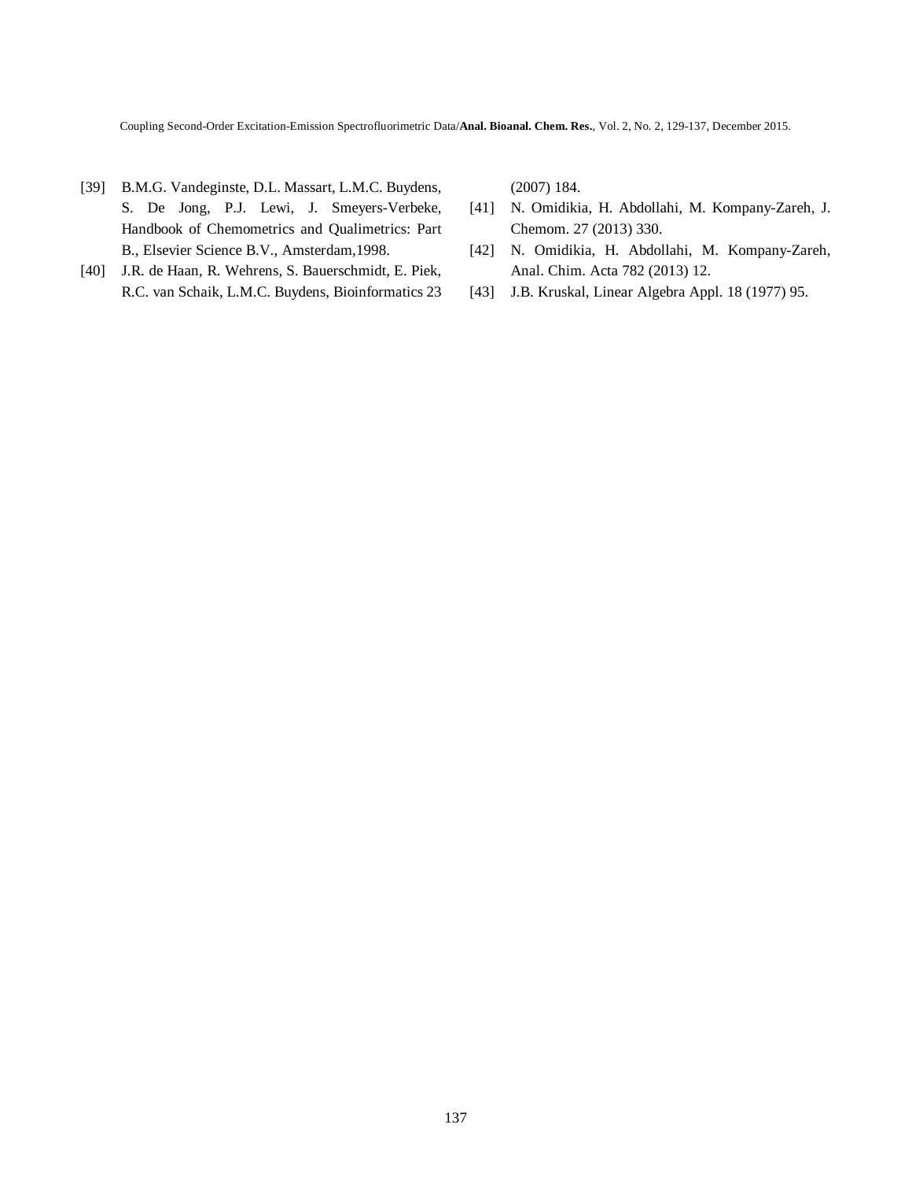[39] B.M.G. Vandeginste, D.L. Massart, L.M.C. Buydens, S. De Jong, P.J. Lewi, J. Smeyers-Verbeke, Handbook of Chemometrics and Qualimetrics: Part B., Elsevier Science B.V., Amsterdam,1998.

[40] J.R. de Haan, R. Wehrens, S. Bauerschmidt, E. Piek, R.C. van Schaik, L.M.C. Buydens, Bioinformatics 23 (2007) 184.

[41] N. Omidikia, H. Abdollahi, M. Kompany-Zareh, J. Chemom. 27 (2013) 330.

[42] N. Omidikia, H. Abdollahi, M. Kompany-Zareh, Anal. Chim. Acta 782 (2013) 12.

[43] J.B. Kruskal, Linear Algebra Appl. 18 (1977) 95.